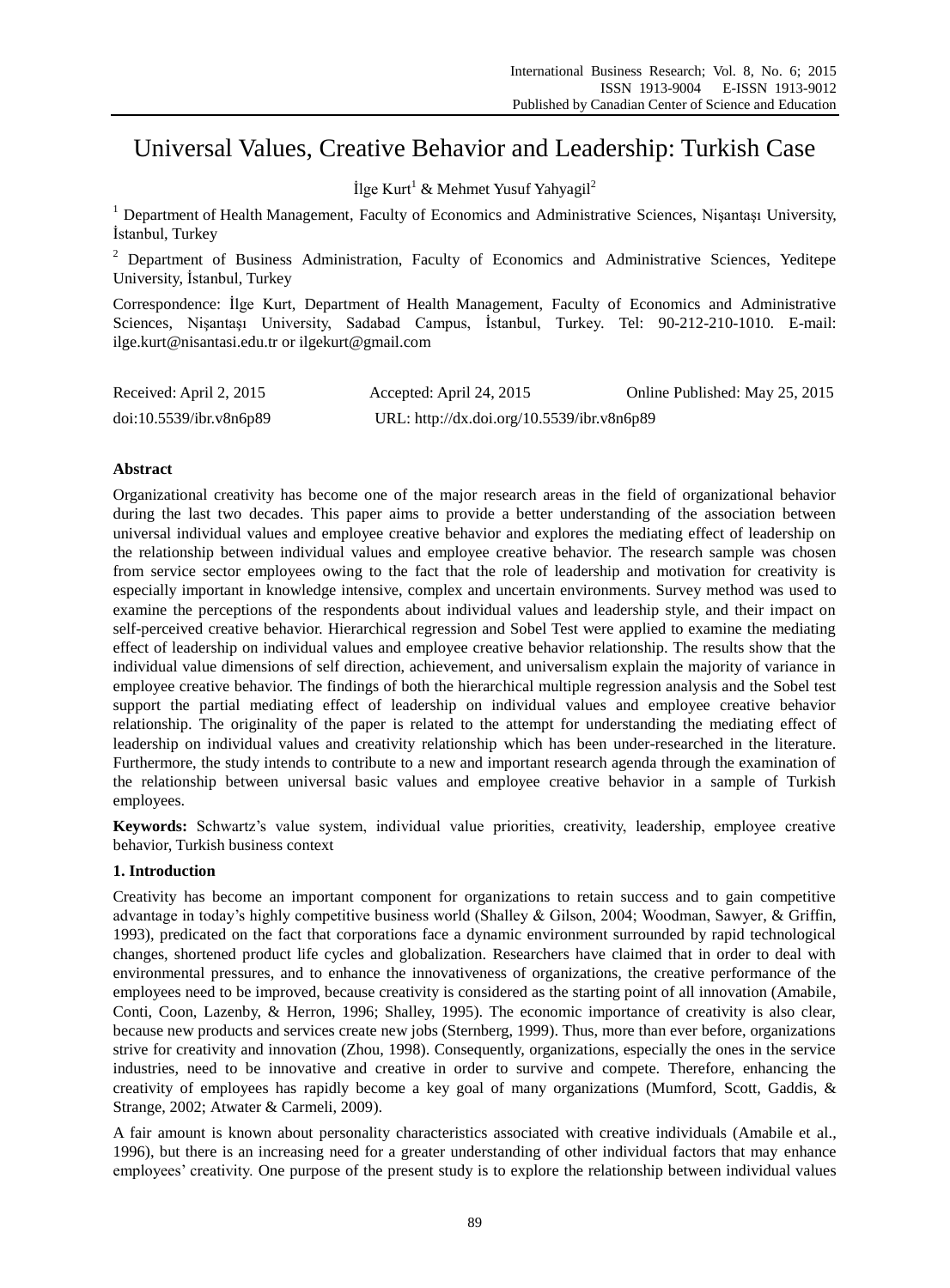# Universal Values, Creative Behavior and Leadership: Turkish Case

İlge Kurt[1] & Mehmet Yusuf Yahyagil[2]

[1] Department of Health Management, Faculty of Economics and Administrative Sciences, Nişantaşı University, İstanbul, Turkey

[2] Department of Business Administration, Faculty of Economics and Administrative Sciences, Yeditepe University, İstanbul, Turkey

Correspondence: İlge Kurt, Department of Health Management, Faculty of Economics and Administrative Sciences, Nişantaşı University, Sadabad Campus, İstanbul, Turkey. Tel: 90-212-210-1010. E-mail: ilge.kurt@nisantasi.edu.tr or ilgekurt@gmail.com

Received: April 2, 2015 Accepted: April 24, 2015 Online Published: May 25, 2015

doi:10.5539/ibr.v8n6p89 URL: http://dx.doi.org/10.5539/ibr.v8n6p89

**Abstract**

Organizational creativity has become one of the major research areas in the field of organizational behavior during the last two decades. This paper aims to provide a better understanding of the association between universal individual values and employee creative behavior and explores the mediating effect of leadership on the relationship between individual values and employee creative behavior. The research sample was chosen from service sector employees owing to the fact that the role of leadership and motivation for creativity is especially important in knowledge intensive, complex and uncertain environments. Survey method was used to examine the perceptions of the respondents about individual values and leadership style, and their impact on self-perceived creative behavior. Hierarchical regression and Sobel Test were applied to examine the mediating effect of leadership on individual values and employee creative behavior relationship. The results show that the individual value dimensions of self direction, achievement, and universalism explain the majority of variance in employee creative behavior. The findings of both the hierarchical multiple regression analysis and the Sobel test support the partial mediating effect of leadership on individual values and employee creative behavior relationship. The originality of the paper is related to the attempt for understanding the mediating effect of leadership on individual values and creativity relationship which has been under-researched in the literature. Furthermore, the study intends to contribute to a new and important research agenda through the examination of the relationship between universal basic values and employee creative behavior in a sample of Turkish employees.

**Keywords:** Schwartz's value system, individual value priorities, creativity, leadership, employee creative behavior, Turkish business context

## 1. Introduction

Creativity has become an important component for organizations to retain success and to gain competitive advantage in today's highly competitive business world (Shalley & Gilson, 2004; Woodman, Sawyer, & Griffin, 1993), predicated on the fact that corporations face a dynamic environment surrounded by rapid technological changes, shortened product life cycles and globalization. Researchers have claimed that in order to deal with environmental pressures, and to enhance the innovativeness of organizations, the creative performance of the employees need to be improved, because creativity is considered as the starting point of all innovation (Amabile, Conti, Coon, Lazenby, & Herron, 1996; Shalley, 1995). The economic importance of creativity is also clear, because new products and services create new jobs (Sternberg, 1999). Thus, more than ever before, organizations strive for creativity and innovation (Zhou, 1998). Consequently, organizations, especially the ones in the service industries, need to be innovative and creative in order to survive and compete. Therefore, enhancing the creativity of employees has rapidly become a key goal of many organizations (Mumford, Scott, Gaddis, & Strange, 2002; Atwater & Carmeli, 2009).

A fair amount is known about personality characteristics associated with creative individuals (Amabile et al., 1996), but there is an increasing need for a greater understanding of other individual factors that may enhance employees' creativity. One purpose of the present study is to explore the relationship between individual values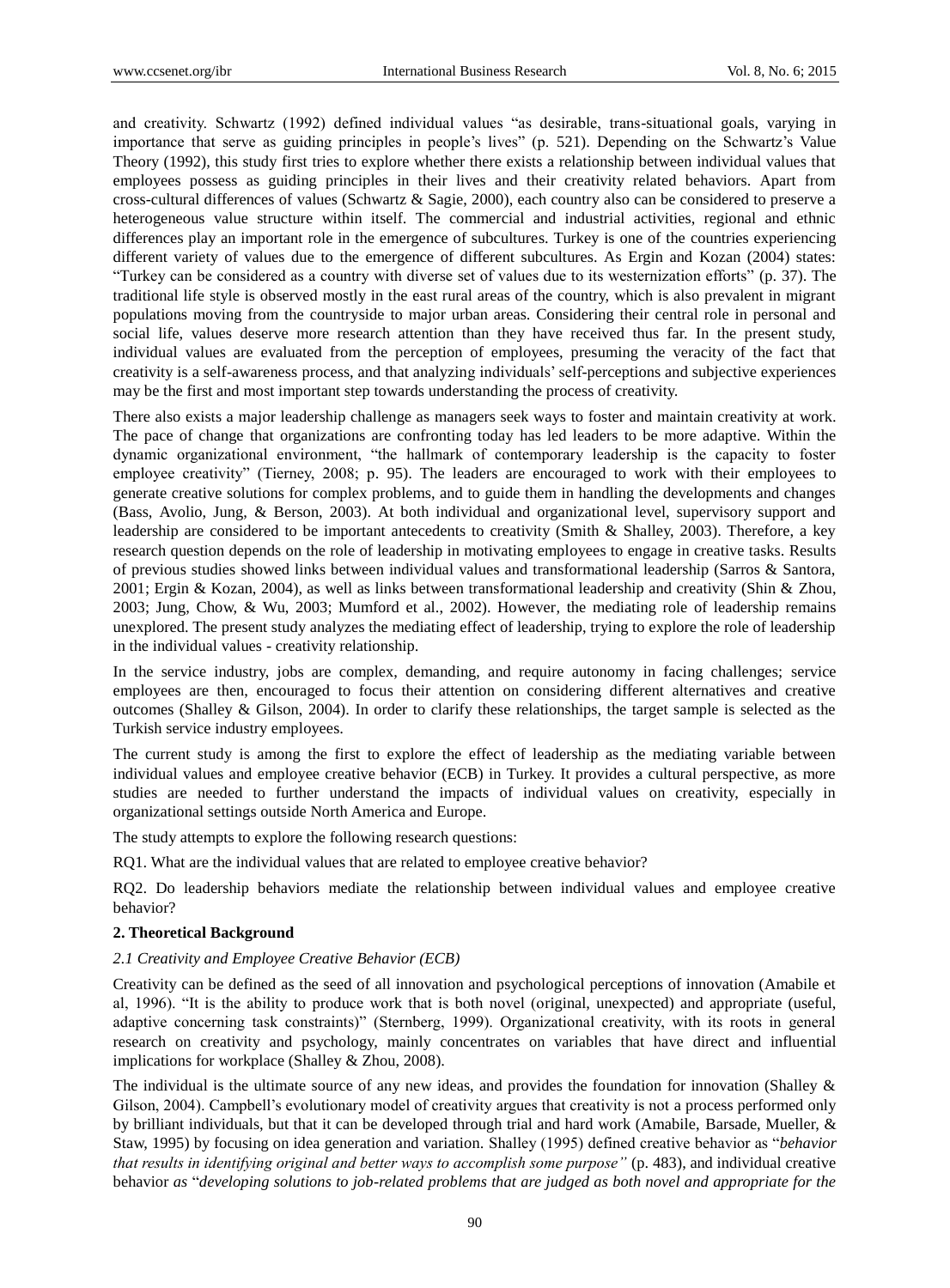and creativity. Schwartz (1992) defined individual values "as desirable, trans-situational goals, varying in importance that serve as guiding principles in people's lives" (p. 521). Depending on the Schwartz's Value Theory (1992), this study first tries to explore whether there exists a relationship between individual values that employees possess as guiding principles in their lives and their creativity related behaviors. Apart from cross-cultural differences of values (Schwartz & Sagie, 2000), each country also can be considered to preserve a heterogeneous value structure within itself. The commercial and industrial activities, regional and ethnic differences play an important role in the emergence of subcultures. Turkey is one of the countries experiencing different variety of values due to the emergence of different subcultures. As Ergin and Kozan (2004) states: "Turkey can be considered as a country with diverse set of values due to its westernization efforts" (p. 37). The traditional life style is observed mostly in the east rural areas of the country, which is also prevalent in migrant populations moving from the countryside to major urban areas. Considering their central role in personal and social life, values deserve more research attention than they have received thus far. In the present study, individual values are evaluated from the perception of employees, presuming the veracity of the fact that creativity is a self-awareness process, and that analyzing individuals' self-perceptions and subjective experiences may be the first and most important step towards understanding the process of creativity.

There also exists a major leadership challenge as managers seek ways to foster and maintain creativity at work. The pace of change that organizations are confronting today has led leaders to be more adaptive. Within the dynamic organizational environment, "the hallmark of contemporary leadership is the capacity to foster employee creativity" (Tierney, 2008; p. 95). The leaders are encouraged to work with their employees to generate creative solutions for complex problems, and to guide them in handling the developments and changes (Bass, Avolio, Jung, & Berson, 2003). At both individual and organizational level, supervisory support and leadership are considered to be important antecedents to creativity (Smith & Shalley, 2003). Therefore, a key research question depends on the role of leadership in motivating employees to engage in creative tasks. Results of previous studies showed links between individual values and transformational leadership (Sarros & Santora, 2001; Ergin & Kozan, 2004), as well as links between transformational leadership and creativity (Shin & Zhou, 2003; Jung, Chow, & Wu, 2003; Mumford et al., 2002). However, the mediating role of leadership remains unexplored. The present study analyzes the mediating effect of leadership, trying to explore the role of leadership in the individual values - creativity relationship.

In the service industry, jobs are complex, demanding, and require autonomy in facing challenges; service employees are then, encouraged to focus their attention on considering different alternatives and creative outcomes (Shalley & Gilson, 2004). In order to clarify these relationships, the target sample is selected as the Turkish service industry employees.

The current study is among the first to explore the effect of leadership as the mediating variable between individual values and employee creative behavior (ECB) in Turkey. It provides a cultural perspective, as more studies are needed to further understand the impacts of individual values on creativity, especially in organizational settings outside North America and Europe.

The study attempts to explore the following research questions:

RQ1. What are the individual values that are related to employee creative behavior?

RQ2. Do leadership behaviors mediate the relationship between individual values and employee creative behavior?

## 2. Theoretical Background

### *2.1 Creativity and Employee Creative Behavior (ECB)*

Creativity can be defined as the seed of all innovation and psychological perceptions of innovation (Amabile et al, 1996). "It is the ability to produce work that is both novel (original, unexpected) and appropriate (useful, adaptive concerning task constraints)" (Sternberg, 1999). Organizational creativity, with its roots in general research on creativity and psychology, mainly concentrates on variables that have direct and influential implications for workplace (Shalley & Zhou, 2008).

The individual is the ultimate source of any new ideas, and provides the foundation for innovation (Shalley & Gilson, 2004). Campbell's evolutionary model of creativity argues that creativity is not a process performed only by brilliant individuals, but that it can be developed through trial and hard work (Amabile, Barsade, Mueller, & Staw, 1995) by focusing on idea generation and variation. Shalley (1995) defined creative behavior as "*behavior that results in identifying original and better ways to accomplish some purpose"* (p. 483), and individual creative behavior *as* "*developing solutions to job-related problems that are judged as both novel and appropriate for the*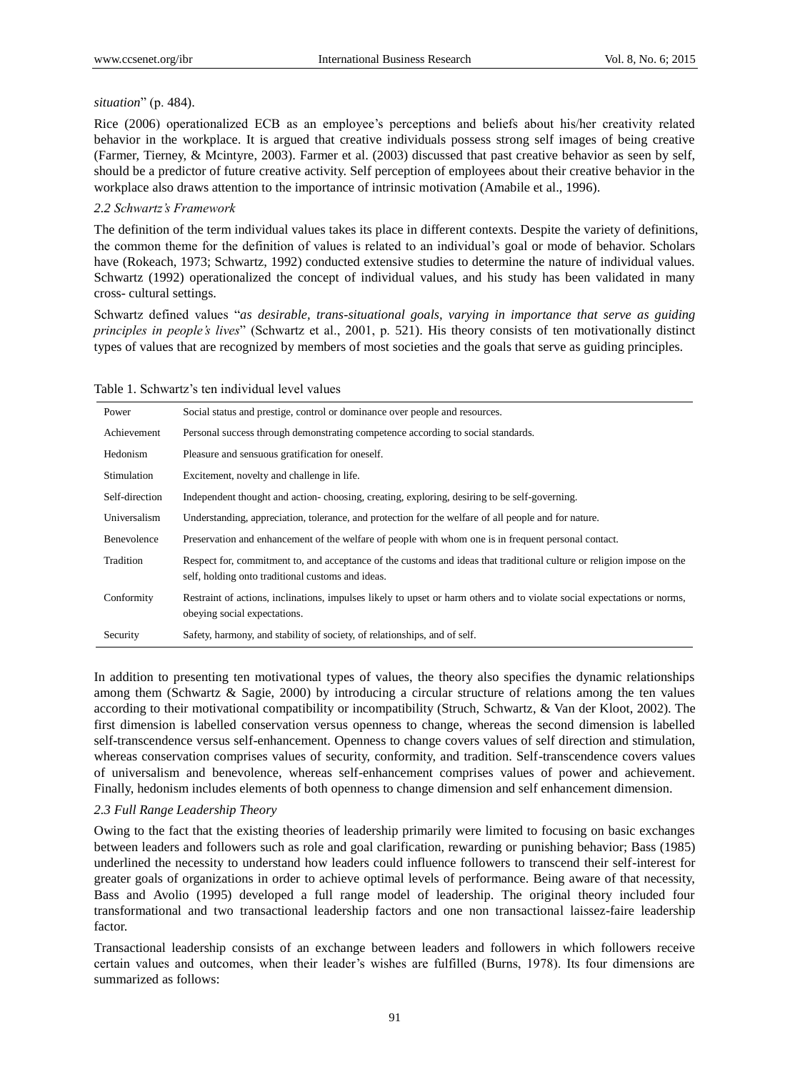*situation*" (p. 484).

Rice (2006) operationalized ECB as an employee's perceptions and beliefs about his/her creativity related behavior in the workplace. It is argued that creative individuals possess strong self images of being creative (Farmer, Tierney, & Mcintyre, 2003). Farmer et al. (2003) discussed that past creative behavior as seen by self, should be a predictor of future creative activity. Self perception of employees about their creative behavior in the workplace also draws attention to the importance of intrinsic motivation (Amabile et al., 1996).

### *2.2 Schwartz's Framework*

The definition of the term individual values takes its place in different contexts. Despite the variety of definitions, the common theme for the definition of values is related to an individual's goal or mode of behavior. Scholars have (Rokeach, 1973; Schwartz, 1992) conducted extensive studies to determine the nature of individual values. Schwartz (1992) operationalized the concept of individual values, and his study has been validated in many cross- cultural settings.

Schwartz defined values "*as desirable, trans-situational goals, varying in importance that serve as guiding principles in people's lives*" (Schwartz et al., 2001, p. 521). His theory consists of ten motivationally distinct types of values that are recognized by members of most societies and the goals that serve as guiding principles.

Table 1. Schwartz's ten individual level values

| | |
|---|---|
| Power | Social status and prestige, control or dominance over people and resources. |
| Achievement | Personal success through demonstrating competence according to social standards. |
| Hedonism | Pleasure and sensuous gratification for oneself. |
| Stimulation | Excitement, novelty and challenge in life. |
| Self-direction | Independent thought and action- choosing, creating, exploring, desiring to be self-governing. |
| Universalism | Understanding, appreciation, tolerance, and protection for the welfare of all people and for nature. |
| Benevolence | Preservation and enhancement of the welfare of people with whom one is in frequent personal contact. |
| Tradition | Respect for, commitment to, and acceptance of the customs and ideas that traditional culture or religion impose on the self, holding onto traditional customs and ideas. |
| Conformity | Restraint of actions, inclinations, impulses likely to upset or harm others and to violate social expectations or norms, obeying social expectations. |
| Security | Safety, harmony, and stability of society, of relationships, and of self. |

In addition to presenting ten motivational types of values, the theory also specifies the dynamic relationships among them (Schwartz & Sagie, 2000) by introducing a circular structure of relations among the ten values according to their motivational compatibility or incompatibility (Struch, Schwartz, & Van der Kloot, 2002). The first dimension is labelled conservation versus openness to change, whereas the second dimension is labelled self-transcendence versus self-enhancement. Openness to change covers values of self direction and stimulation, whereas conservation comprises values of security, conformity, and tradition. Self-transcendence covers values of universalism and benevolence, whereas self-enhancement comprises values of power and achievement. Finally, hedonism includes elements of both openness to change dimension and self enhancement dimension.

### *2.3 Full Range Leadership Theory*

Owing to the fact that the existing theories of leadership primarily were limited to focusing on basic exchanges between leaders and followers such as role and goal clarification, rewarding or punishing behavior; Bass (1985) underlined the necessity to understand how leaders could influence followers to transcend their self-interest for greater goals of organizations in order to achieve optimal levels of performance. Being aware of that necessity, Bass and Avolio (1995) developed a full range model of leadership. The original theory included four transformational and two transactional leadership factors and one non transactional laissez-faire leadership factor.

Transactional leadership consists of an exchange between leaders and followers in which followers receive certain values and outcomes, when their leader's wishes are fulfilled (Burns, 1978). Its four dimensions are summarized as follows: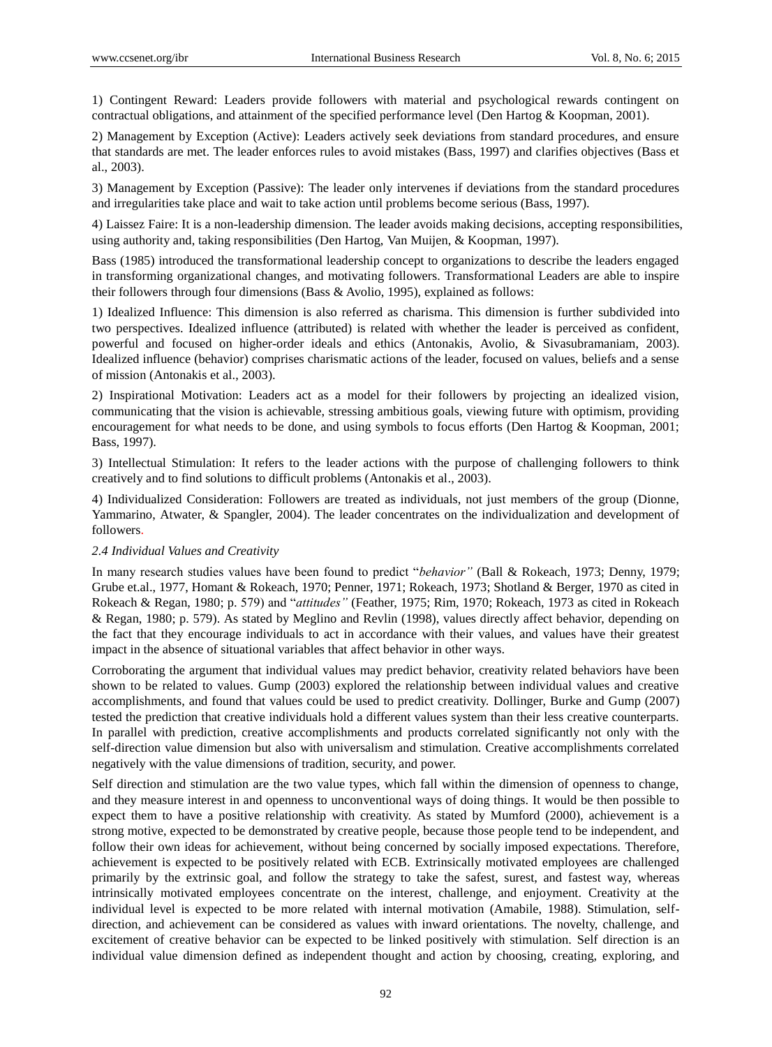1) Contingent Reward: Leaders provide followers with material and psychological rewards contingent on contractual obligations, and attainment of the specified performance level (Den Hartog & Koopman, 2001).

2) Management by Exception (Active): Leaders actively seek deviations from standard procedures, and ensure that standards are met. The leader enforces rules to avoid mistakes (Bass, 1997) and clarifies objectives (Bass et al., 2003).

3) Management by Exception (Passive): The leader only intervenes if deviations from the standard procedures and irregularities take place and wait to take action until problems become serious (Bass, 1997).

4) Laissez Faire: It is a non-leadership dimension. The leader avoids making decisions, accepting responsibilities, using authority and, taking responsibilities (Den Hartog, Van Muijen, & Koopman, 1997).

Bass (1985) introduced the transformational leadership concept to organizations to describe the leaders engaged in transforming organizational changes, and motivating followers. Transformational Leaders are able to inspire their followers through four dimensions (Bass & Avolio, 1995), explained as follows:

1) Idealized Influence: This dimension is also referred as charisma. This dimension is further subdivided into two perspectives. Idealized influence (attributed) is related with whether the leader is perceived as confident, powerful and focused on higher-order ideals and ethics (Antonakis, Avolio, & Sivasubramaniam, 2003). Idealized influence (behavior) comprises charismatic actions of the leader, focused on values, beliefs and a sense of mission (Antonakis et al., 2003).

2) Inspirational Motivation: Leaders act as a model for their followers by projecting an idealized vision, communicating that the vision is achievable, stressing ambitious goals, viewing future with optimism, providing encouragement for what needs to be done, and using symbols to focus efforts (Den Hartog & Koopman, 2001; Bass, 1997).

3) Intellectual Stimulation: It refers to the leader actions with the purpose of challenging followers to think creatively and to find solutions to difficult problems (Antonakis et al., 2003).

4) Individualized Consideration: Followers are treated as individuals, not just members of the group (Dionne, Yammarino, Atwater, & Spangler, 2004). The leader concentrates on the individualization and development of followers.

### *2.4 Individual Values and Creativity*

In many research studies values have been found to predict "*behavior"* (Ball & Rokeach, 1973; Denny, 1979; Grube et.al., 1977, Homant & Rokeach, 1970; Penner, 1971; Rokeach, 1973; Shotland & Berger, 1970 as cited in Rokeach & Regan, 1980; p. 579) and "*attitudes"* (Feather, 1975; Rim, 1970; Rokeach, 1973 as cited in Rokeach & Regan, 1980; p. 579). As stated by Meglino and Revlin (1998), values directly affect behavior, depending on the fact that they encourage individuals to act in accordance with their values, and values have their greatest impact in the absence of situational variables that affect behavior in other ways.

Corroborating the argument that individual values may predict behavior, creativity related behaviors have been shown to be related to values. Gump (2003) explored the relationship between individual values and creative accomplishments, and found that values could be used to predict creativity. Dollinger, Burke and Gump (2007) tested the prediction that creative individuals hold a different values system than their less creative counterparts. In parallel with prediction, creative accomplishments and products correlated significantly not only with the self-direction value dimension but also with universalism and stimulation. Creative accomplishments correlated negatively with the value dimensions of tradition, security, and power.

Self direction and stimulation are the two value types, which fall within the dimension of openness to change, and they measure interest in and openness to unconventional ways of doing things. It would be then possible to expect them to have a positive relationship with creativity. As stated by Mumford (2000), achievement is a strong motive, expected to be demonstrated by creative people, because those people tend to be independent, and follow their own ideas for achievement, without being concerned by socially imposed expectations. Therefore, achievement is expected to be positively related with ECB. Extrinsically motivated employees are challenged primarily by the extrinsic goal, and follow the strategy to take the safest, surest, and fastest way, whereas intrinsically motivated employees concentrate on the interest, challenge, and enjoyment. Creativity at the individual level is expected to be more related with internal motivation (Amabile, 1988). Stimulation, self-direction, and achievement can be considered as values with inward orientations. The novelty, challenge, and excitement of creative behavior can be expected to be linked positively with stimulation. Self direction is an individual value dimension defined as independent thought and action by choosing, creating, exploring, and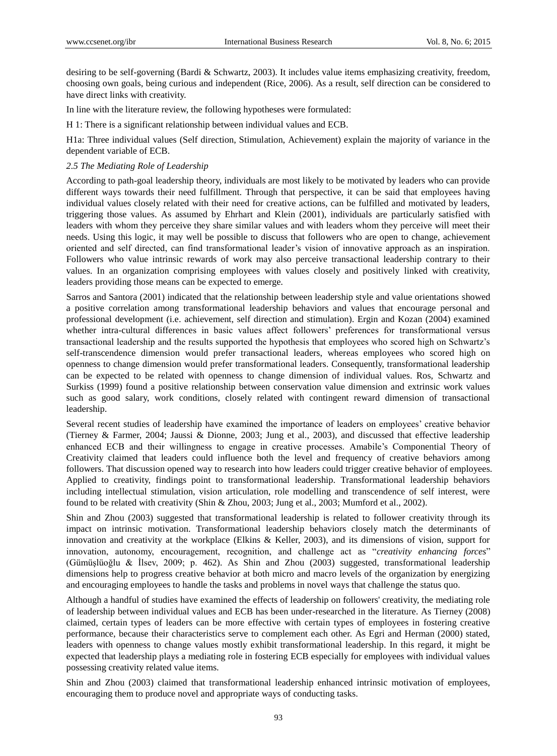desiring to be self-governing (Bardi & Schwartz, 2003). It includes value items emphasizing creativity, freedom, choosing own goals, being curious and independent (Rice, 2006). As a result, self direction can be considered to have direct links with creativity.

In line with the literature review, the following hypotheses were formulated:

H 1: There is a significant relationship between individual values and ECB.

H1a: Three individual values (Self direction, Stimulation, Achievement) explain the majority of variance in the dependent variable of ECB.

### *2.5 The Mediating Role of Leadership*

According to path-goal leadership theory, individuals are most likely to be motivated by leaders who can provide different ways towards their need fulfillment. Through that perspective, it can be said that employees having individual values closely related with their need for creative actions, can be fulfilled and motivated by leaders, triggering those values. As assumed by Ehrhart and Klein (2001), individuals are particularly satisfied with leaders with whom they perceive they share similar values and with leaders whom they perceive will meet their needs. Using this logic, it may well be possible to discuss that followers who are open to change, achievement oriented and self directed, can find transformational leader's vision of innovative approach as an inspiration. Followers who value intrinsic rewards of work may also perceive transactional leadership contrary to their values. In an organization comprising employees with values closely and positively linked with creativity, leaders providing those means can be expected to emerge.

Sarros and Santora (2001) indicated that the relationship between leadership style and value orientations showed a positive correlation among transformational leadership behaviors and values that encourage personal and professional development (i.e. achievement, self direction and stimulation). Ergin and Kozan (2004) examined whether intra-cultural differences in basic values affect followers' preferences for transformational versus transactional leadership and the results supported the hypothesis that employees who scored high on Schwartz's self-transcendence dimension would prefer transactional leaders, whereas employees who scored high on openness to change dimension would prefer transformational leaders. Consequently, transformational leadership can be expected to be related with openness to change dimension of individual values. Ros, Schwartz and Surkiss (1999) found a positive relationship between conservation value dimension and extrinsic work values such as good salary, work conditions, closely related with contingent reward dimension of transactional leadership.

Several recent studies of leadership have examined the importance of leaders on employees' creative behavior (Tierney & Farmer, 2004; Jaussi & Dionne, 2003; Jung et al., 2003), and discussed that effective leadership enhanced ECB and their willingness to engage in creative processes. Amabile's Componential Theory of Creativity claimed that leaders could influence both the level and frequency of creative behaviors among followers. That discussion opened way to research into how leaders could trigger creative behavior of employees. Applied to creativity, findings point to transformational leadership. Transformational leadership behaviors including intellectual stimulation, vision articulation, role modelling and transcendence of self interest, were found to be related with creativity (Shin & Zhou, 2003; Jung et al., 2003; Mumford et al., 2002).

Shin and Zhou (2003) suggested that transformational leadership is related to follower creativity through its impact on intrinsic motivation. Transformational leadership behaviors closely match the determinants of innovation and creativity at the workplace (Elkins & Keller, 2003), and its dimensions of vision, support for innovation, autonomy, encouragement, recognition, and challenge act as "*creativity enhancing forces*" (Gümüşlüoğlu & İlsev, 2009; p. 462). As Shin and Zhou (2003) suggested, transformational leadership dimensions help to progress creative behavior at both micro and macro levels of the organization by energizing and encouraging employees to handle the tasks and problems in novel ways that challenge the status quo.

Although a handful of studies have examined the effects of leadership on followers' creativity, the mediating role of leadership between individual values and ECB has been under-researched in the literature. As Tierney (2008) claimed, certain types of leaders can be more effective with certain types of employees in fostering creative performance, because their characteristics serve to complement each other. As Egri and Herman (2000) stated, leaders with openness to change values mostly exhibit transformational leadership. In this regard, it might be expected that leadership plays a mediating role in fostering ECB especially for employees with individual values possessing creativity related value items.

Shin and Zhou (2003) claimed that transformational leadership enhanced intrinsic motivation of employees, encouraging them to produce novel and appropriate ways of conducting tasks.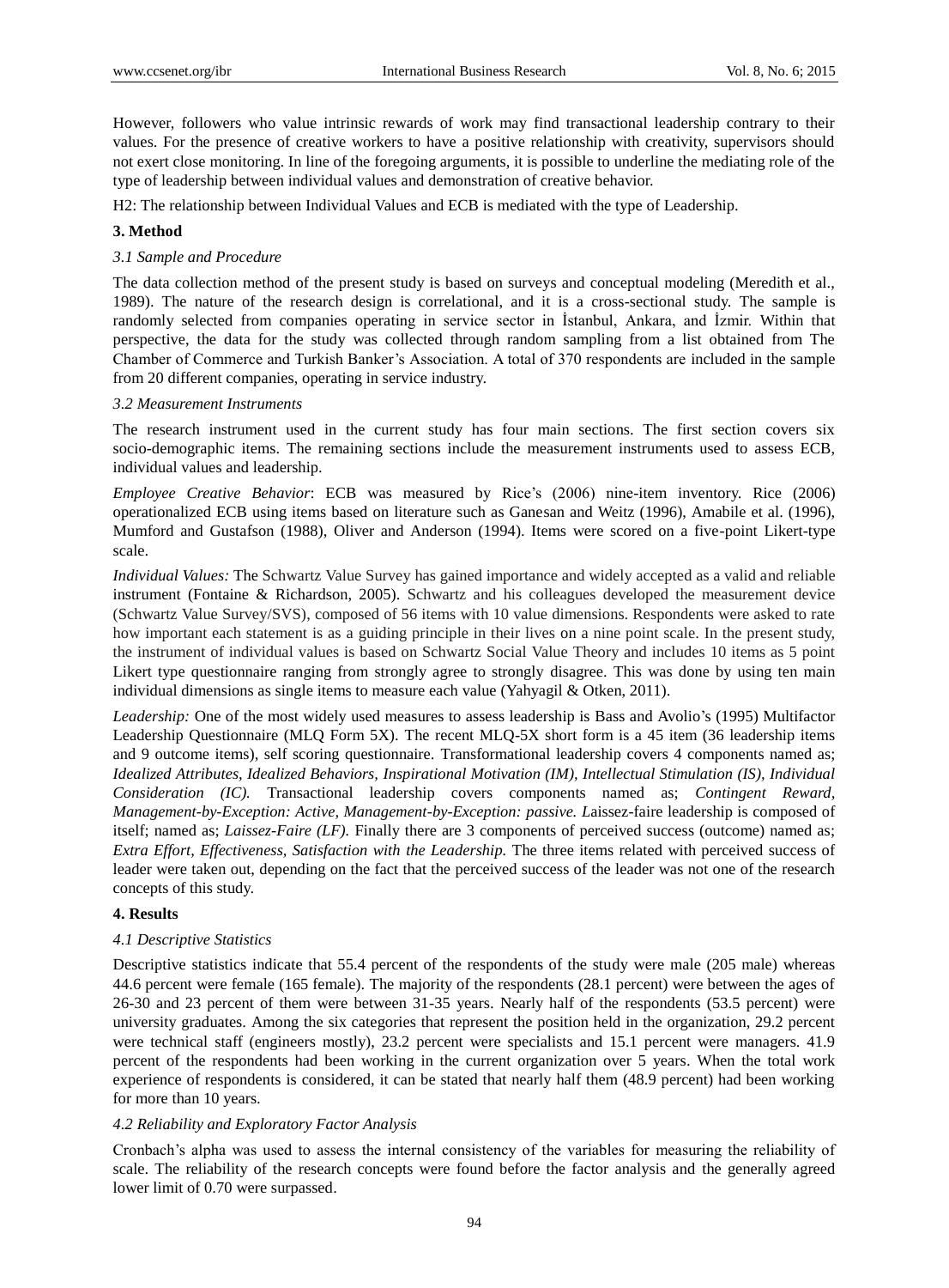However, followers who value intrinsic rewards of work may find transactional leadership contrary to their values. For the presence of creative workers to have a positive relationship with creativity, supervisors should not exert close monitoring. In line of the foregoing arguments, it is possible to underline the mediating role of the type of leadership between individual values and demonstration of creative behavior.

H2: The relationship between Individual Values and ECB is mediated with the type of Leadership.

## 3. Method

### *3.1 Sample and Procedure*

The data collection method of the present study is based on surveys and conceptual modeling (Meredith et al., 1989). The nature of the research design is correlational, and it is a cross-sectional study. The sample is randomly selected from companies operating in service sector in İstanbul, Ankara, and İzmir. Within that perspective, the data for the study was collected through random sampling from a list obtained from The Chamber of Commerce and Turkish Banker's Association. A total of 370 respondents are included in the sample from 20 different companies, operating in service industry.

### *3.2 Measurement Instruments*

The research instrument used in the current study has four main sections. The first section covers six socio-demographic items. The remaining sections include the measurement instruments used to assess ECB, individual values and leadership.

*Employee Creative Behavior*: ECB was measured by Rice's (2006) nine-item inventory. Rice (2006) operationalized ECB using items based on literature such as Ganesan and Weitz (1996), Amabile et al. (1996), Mumford and Gustafson (1988), Oliver and Anderson (1994). Items were scored on a five-point Likert-type scale.

*Individual Values:* The Schwartz Value Survey has gained importance and widely accepted as a valid and reliable instrument (Fontaine & Richardson, 2005). Schwartz and his colleagues developed the measurement device (Schwartz Value Survey/SVS), composed of 56 items with 10 value dimensions. Respondents were asked to rate how important each statement is as a guiding principle in their lives on a nine point scale. In the present study, the instrument of individual values is based on Schwartz Social Value Theory and includes 10 items as 5 point Likert type questionnaire ranging from strongly agree to strongly disagree. This was done by using ten main individual dimensions as single items to measure each value (Yahyagil & Otken, 2011).

*Leadership:* One of the most widely used measures to assess leadership is Bass and Avolio's (1995) Multifactor Leadership Questionnaire (MLQ Form 5X). The recent MLQ-5X short form is a 45 item (36 leadership items and 9 outcome items), self scoring questionnaire. Transformational leadership covers 4 components named as; *Idealized Attributes, Idealized Behaviors, Inspirational Motivation (IM), Intellectual Stimulation (IS), Individual Consideration (IC).* Transactional leadership covers components named as; *Contingent Reward, Management-by-Exception: Active, Management-by-Exception: passive. L*aissez-faire leadership is composed of itself; named as; *Laissez-Faire (LF).* Finally there are 3 components of perceived success (outcome) named as; *Extra Effort, Effectiveness, Satisfaction with the Leadership.* The three items related with perceived success of leader were taken out, depending on the fact that the perceived success of the leader was not one of the research concepts of this study.

## 4. Results

### *4.1 Descriptive Statistics*

Descriptive statistics indicate that 55.4 percent of the respondents of the study were male (205 male) whereas 44.6 percent were female (165 female). The majority of the respondents (28.1 percent) were between the ages of 26-30 and 23 percent of them were between 31-35 years. Nearly half of the respondents (53.5 percent) were university graduates. Among the six categories that represent the position held in the organization, 29.2 percent were technical staff (engineers mostly), 23.2 percent were specialists and 15.1 percent were managers. 41.9 percent of the respondents had been working in the current organization over 5 years. When the total work experience of respondents is considered, it can be stated that nearly half them (48.9 percent) had been working for more than 10 years.

### *4.2 Reliability and Exploratory Factor Analysis*

Cronbach's alpha was used to assess the internal consistency of the variables for measuring the reliability of scale. The reliability of the research concepts were found before the factor analysis and the generally agreed lower limit of 0.70 were surpassed.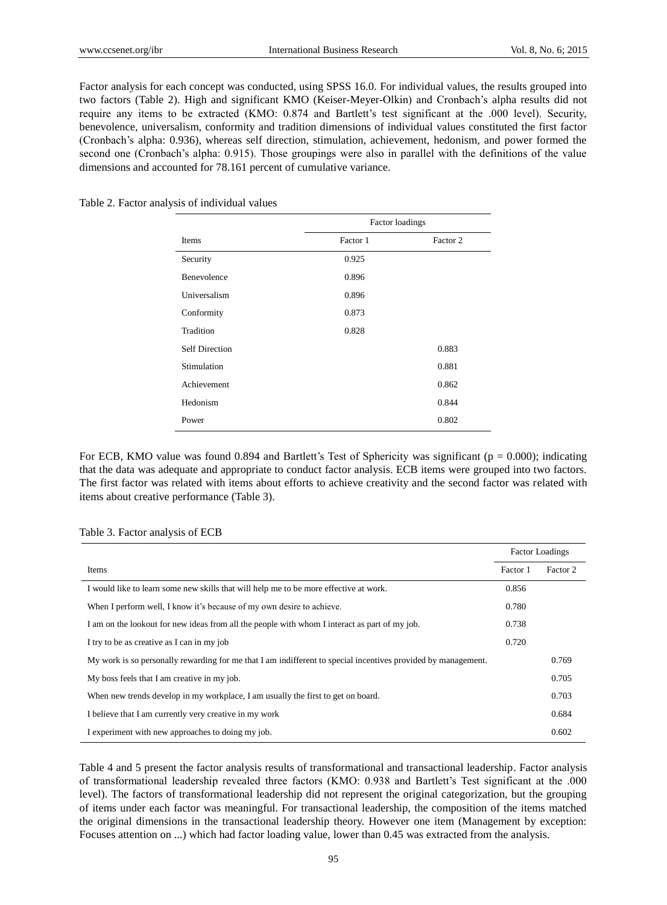Factor analysis for each concept was conducted, using SPSS 16.0. For individual values, the results grouped into two factors (Table 2). High and significant KMO (Keiser-Meyer-Olkin) and Cronbach's alpha results did not require any items to be extracted (KMO: 0.874 and Bartlett's test significant at the .000 level). Security, benevolence, universalism, conformity and tradition dimensions of individual values constituted the first factor (Cronbach's alpha: 0.936), whereas self direction, stimulation, achievement, hedonism, and power formed the second one (Cronbach's alpha: 0.915). Those groupings were also in parallel with the definitions of the value dimensions and accounted for 78.161 percent of cumulative variance.

Table 2. Factor analysis of individual values

| | Factor loadings | |
|---|---|---|
| Items | Factor 1 | Factor 2 |
| Security | 0.925 | |
| Benevolence | 0.896 | |
| Universalism | 0.896 | |
| Conformity | 0.873 | |
| Tradition | 0.828 | |
| Self Direction | | 0.883 |
| Stimulation | | 0.881 |
| Achievement | | 0.862 |
| Hedonism | | 0.844 |
| Power | | 0.802 |

For ECB, KMO value was found 0.894 and Bartlett's Test of Sphericity was significant ($p = 0.000$); indicating that the data was adequate and appropriate to conduct factor analysis. ECB items were grouped into two factors. The first factor was related with items about efforts to achieve creativity and the second factor was related with items about creative performance (Table 3).

Table 3. Factor analysis of ECB

| | Factor Loadings | |
|---|---|---|
| Items | Factor 1 | Factor 2 |
| I would like to learn some new skills that will help me to be more effective at work. | 0.856 | |
| When I perform well, I know it's because of my own desire to achieve. | 0.780 | |
| I am on the lookout for new ideas from all the people with whom I interact as part of my job. | 0.738 | |
| I try to be as creative as I can in my job | 0.720 | |
| My work is so personally rewarding for me that I am indifferent to special incentives provided by management. | | 0.769 |
| My boss feels that I am creative in my job. | | 0.705 |
| When new trends develop in my workplace, I am usually the first to get on board. | | 0.703 |
| I believe that I am currently very creative in my work | | 0.684 |
| I experiment with new approaches to doing my job. | | 0.602 |

Table 4 and 5 present the factor analysis results of transformational and transactional leadership. Factor analysis of transformational leadership revealed three factors (KMO: 0.938 and Bartlett's Test significant at the .000 level). The factors of transformational leadership did not represent the original categorization, but the grouping of items under each factor was meaningful. For transactional leadership, the composition of the items matched the original dimensions in the transactional leadership theory. However one item (Management by exception: Focuses attention on ...) which had factor loading value, lower than 0.45 was extracted from the analysis.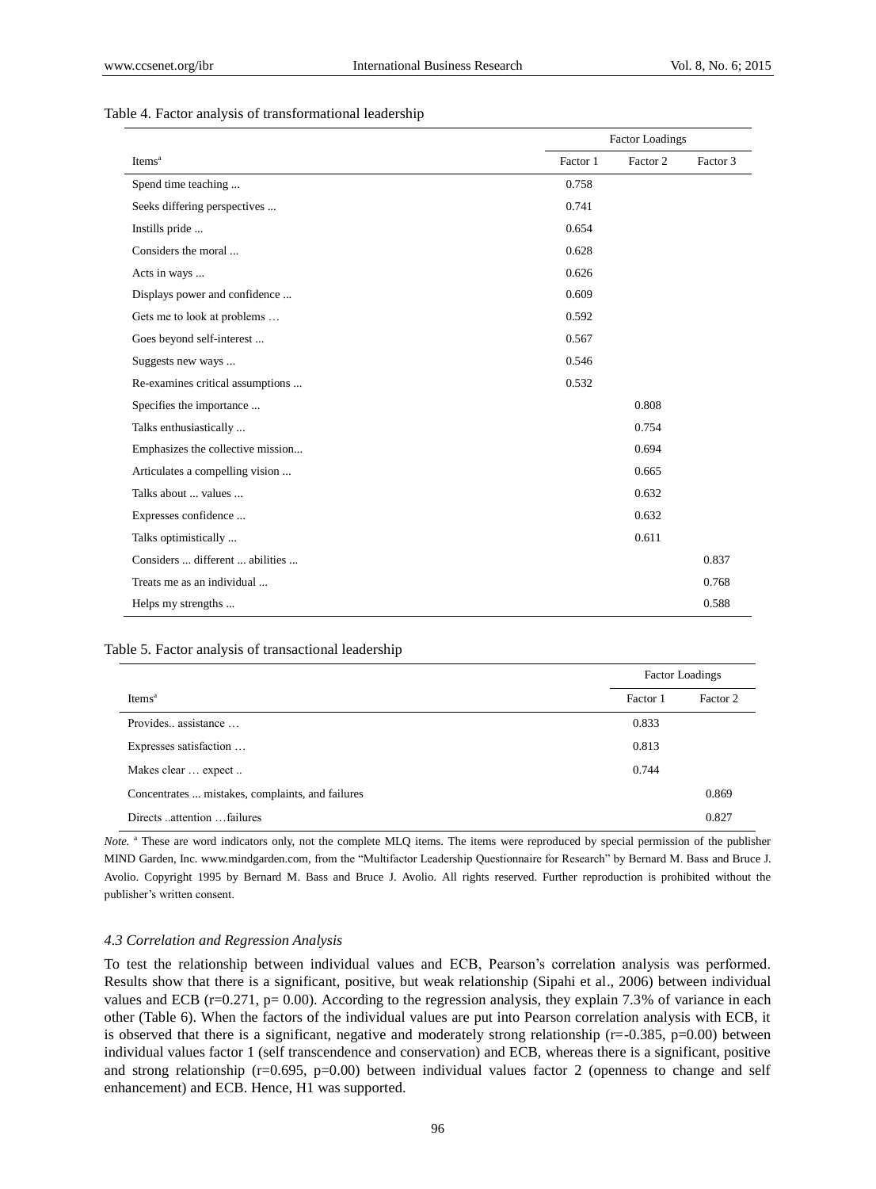Table 4. Factor analysis of transformational leadership

| Items[a] | Factor Loadings | | |
|---|---|---|---|
| | Factor 1 | Factor 2 | Factor 3 |
| Spend time teaching ... | 0.758 | | |
| Seeks differing perspectives ... | 0.741 | | |
| Instills pride ... | 0.654 | | |
| Considers the moral ... | 0.628 | | |
| Acts in ways ... | 0.626 | | |
| Displays power and confidence ... | 0.609 | | |
| Gets me to look at problems … | 0.592 | | |
| Goes beyond self-interest ... | 0.567 | | |
| Suggests new ways ... | 0.546 | | |
| Re-examines critical assumptions ... | 0.532 | | |
| Specifies the importance ... | | 0.808 | |
| Talks enthusiastically ... | | 0.754 | |
| Emphasizes the collective mission... | | 0.694 | |
| Articulates a compelling vision ... | | 0.665 | |
| Talks about ... values ... | | 0.632 | |
| Expresses confidence ... | | 0.632 | |
| Talks optimistically ... | | 0.611 | |
| Considers ... different ... abilities ... | | | 0.837 |
| Treats me as an individual ... | | | 0.768 |
| Helps my strengths ... | | | 0.588 |

Table 5. Factor analysis of transactional leadership

| Items[a] | Factor Loadings | |
|---|---|---|
| | Factor 1 | Factor 2 |
| Provides.. assistance … | 0.833 | |
| Expresses satisfaction … | 0.813 | |
| Makes clear … expect .. | 0.744 | |
| Concentrates ... mistakes, complaints, and failures | | 0.869 |
| Directs ..attention …failures | | 0.827 |

*Note.* [a] These are word indicators only, not the complete MLQ items. The items were reproduced by special permission of the publisher MIND Garden, Inc. www.mindgarden.com, from the "Multifactor Leadership Questionnaire for Research" by Bernard M. Bass and Bruce J. Avolio. Copyright 1995 by Bernard M. Bass and Bruce J. Avolio. All rights reserved. Further reproduction is prohibited without the publisher's written consent.

### *4.3 Correlation and Regression Analysis*

To test the relationship between individual values and ECB, Pearson's correlation analysis was performed. Results show that there is a significant, positive, but weak relationship (Sipahi et al., 2006) between individual values and ECB ($r=0.271$, $p= 0.00$). According to the regression analysis, they explain 7.3% of variance in each other (Table 6). When the factors of the individual values are put into Pearson correlation analysis with ECB, it is observed that there is a significant, negative and moderately strong relationship ($r=-0.385$, $p=0.00$) between individual values factor 1 (self transcendence and conservation) and ECB, whereas there is a significant, positive and strong relationship ($r=0.695$, $p=0.00$) between individual values factor 2 (openness to change and self enhancement) and ECB. Hence, H1 was supported.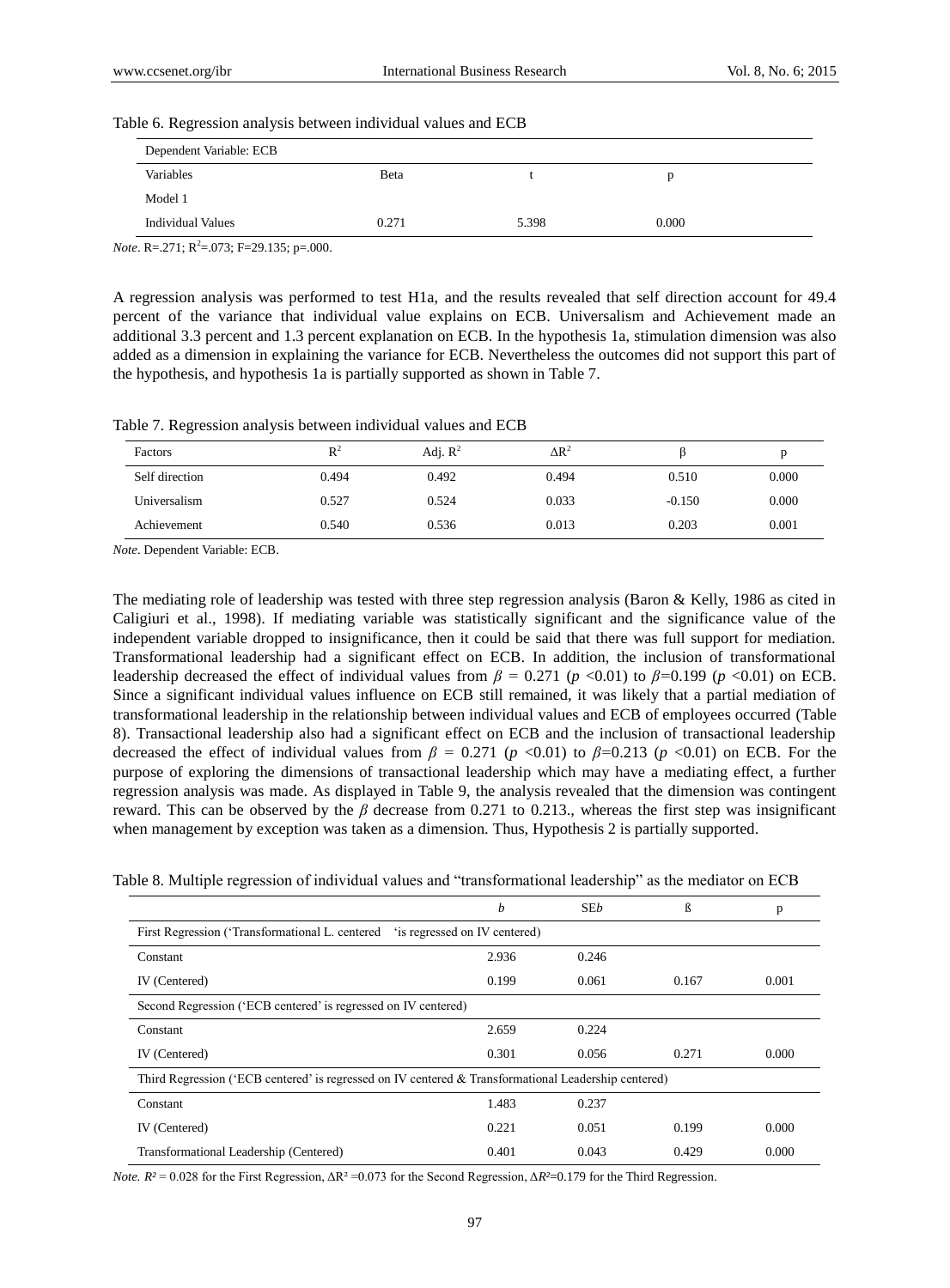Table 6. Regression analysis between individual values and ECB

| Dependent Variable: ECB | | | |
|---|---|---|---|
| Variables | Beta | t | p |
| Model 1 | | | |
| Individual Values | 0.271 | 5.398 | 0.000 |

*Note*. R=.271; $R^2$=.073; F=29.135; p=.000.

A regression analysis was performed to test H1a, and the results revealed that self direction account for 49.4 percent of the variance that individual value explains on ECB. Universalism and Achievement made an additional 3.3 percent and 1.3 percent explanation on ECB. In the hypothesis 1a, stimulation dimension was also added as a dimension in explaining the variance for ECB. Nevertheless the outcomes did not support this part of the hypothesis, and hypothesis 1a is partially supported as shown in Table 7.

Table 7. Regression analysis between individual values and ECB

| Factors | $R^2$ | Adj. $R^2$ | $\Delta R^2$ | β | p |
|---|---|---|---|---|---|
| Self direction | 0.494 | 0.492 | 0.494 | 0.510 | 0.000 |
| Universalism | 0.527 | 0.524 | 0.033 | -0.150 | 0.000 |
| Achievement | 0.540 | 0.536 | 0.013 | 0.203 | 0.001 |

*Note*. Dependent Variable: ECB.

The mediating role of leadership was tested with three step regression analysis (Baron & Kelly, 1986 as cited in Caligiuri et al., 1998). If mediating variable was statistically significant and the significance value of the independent variable dropped to insignificance, then it could be said that there was full support for mediation. Transformational leadership had a significant effect on ECB. In addition, the inclusion of transformational leadership decreased the effect of individual values from $\beta$ = 0.271 ($p$ <0.01) to $\beta$=0.199 ($p$ <0.01) on ECB. Since a significant individual values influence on ECB still remained, it was likely that a partial mediation of transformational leadership in the relationship between individual values and ECB of employees occurred (Table 8). Transactional leadership also had a significant effect on ECB and the inclusion of transactional leadership decreased the effect of individual values from $\beta$ = 0.271 ($p$ <0.01) to $\beta$=0.213 ($p$ <0.01) on ECB. For the purpose of exploring the dimensions of transactional leadership which may have a mediating effect, a further regression analysis was made. As displayed in Table 9, the analysis revealed that the dimension was contingent reward. This can be observed by the $\beta$ decrease from 0.271 to 0.213., whereas the first step was insignificant when management by exception was taken as a dimension. Thus, Hypothesis 2 is partially supported.

Table 8. Multiple regression of individual values and "transformational leadership" as the mediator on ECB

| | *b* | SE*b* | ß | p |
|---|---|---|---|---|
| First Regression ('Transformational L. centered 'is regressed on IV centered) | | | | |
| Constant | 2.936 | 0.246 | | |
| IV (Centered) | 0.199 | 0.061 | 0.167 | 0.001 |
| Second Regression ('ECB centered' is regressed on IV centered) | | | | |
| Constant | 2.659 | 0.224 | | |
| IV (Centered) | 0.301 | 0.056 | 0.271 | 0.000 |
| Third Regression ('ECB centered' is regressed on IV centered & Transformational Leadership centered) | | | | |
| Constant | 1.483 | 0.237 | | |
| IV (Centered) | 0.221 | 0.051 | 0.199 | 0.000 |
| Transformational Leadership (Centered) | 0.401 | 0.043 | 0.429 | 0.000 |

*Note.* $R^2$ = 0.028 for the First Regression, $\Delta R^2$ =0.073 for the Second Regression, $\Delta R^2$=0.179 for the Third Regression.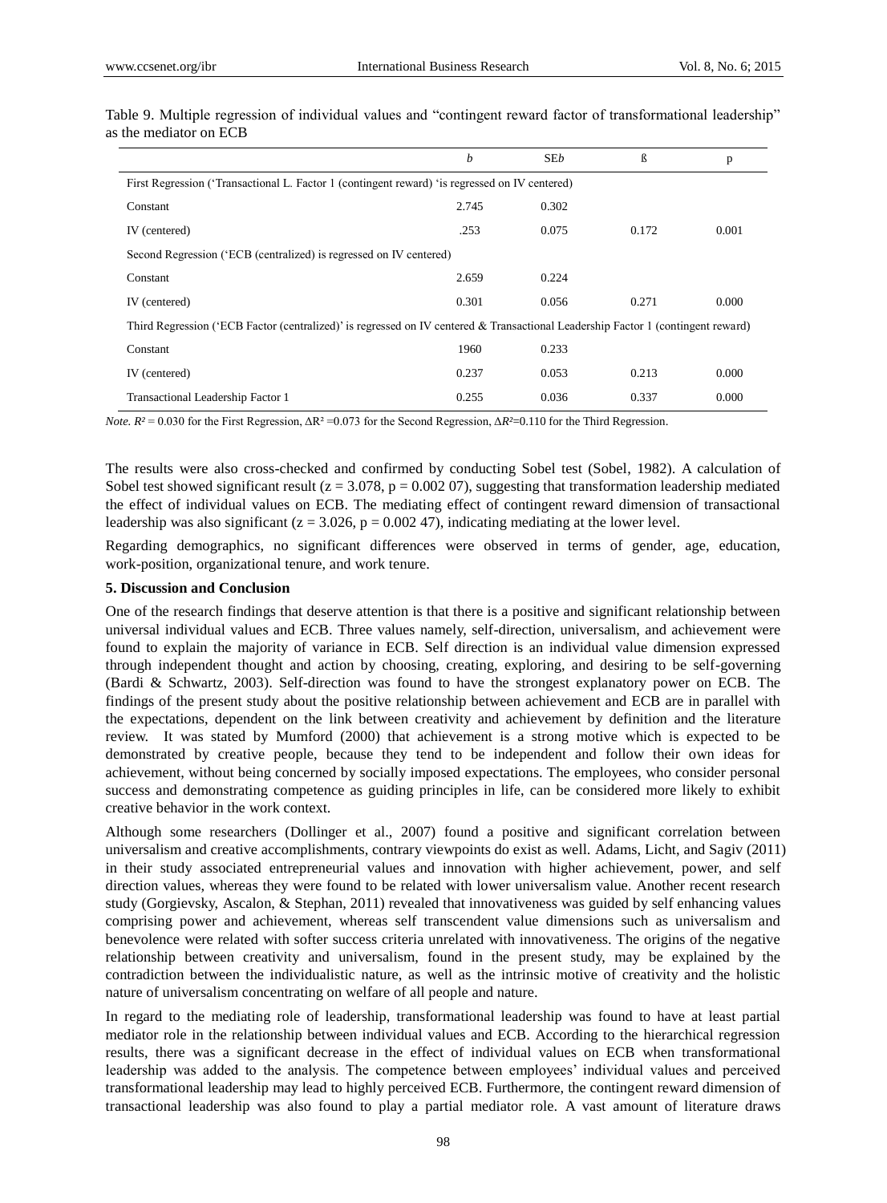Table 9. Multiple regression of individual values and "contingent reward factor of transformational leadership" as the mediator on ECB

| | *b* | SE*b* | ß | p |
|---|---|---|---|---|
| First Regression ('Transactional L. Factor 1 (contingent reward) 'is regressed on IV centered) | | | | |
| Constant | 2.745 | 0.302 | | |
| IV (centered) | .253 | 0.075 | 0.172 | 0.001 |
| Second Regression ('ECB (centralized) is regressed on IV centered) | | | | |
| Constant | 2.659 | 0.224 | | |
| IV (centered) | 0.301 | 0.056 | 0.271 | 0.000 |
| Third Regression ('ECB Factor (centralized)' is regressed on IV centered & Transactional Leadership Factor 1 (contingent reward) | | | | |
| Constant | 1960 | 0.233 | | |
| IV (centered) | 0.237 | 0.053 | 0.213 | 0.000 |
| Transactional Leadership Factor 1 | 0.255 | 0.036 | 0.337 | 0.000 |

*Note.* $R^2 = 0.030$ for the First Regression, $\Delta R^2 = 0.073$ for the Second Regression, $\Delta R^2 = 0.110$ for the Third Regression.

The results were also cross-checked and confirmed by conducting Sobel test (Sobel, 1982). A calculation of Sobel test showed significant result ($z = 3.078$, $p = 0.002\ 07$), suggesting that transformation leadership mediated the effect of individual values on ECB. The mediating effect of contingent reward dimension of transactional leadership was also significant ($z = 3.026$, $p = 0.002\ 47$), indicating mediating at the lower level.

Regarding demographics, no significant differences were observed in terms of gender, age, education, work-position, organizational tenure, and work tenure.

### 5. Discussion and Conclusion

One of the research findings that deserve attention is that there is a positive and significant relationship between universal individual values and ECB. Three values namely, self-direction, universalism, and achievement were found to explain the majority of variance in ECB. Self direction is an individual value dimension expressed through independent thought and action by choosing, creating, exploring, and desiring to be self-governing (Bardi & Schwartz, 2003). Self-direction was found to have the strongest explanatory power on ECB. The findings of the present study about the positive relationship between achievement and ECB are in parallel with the expectations, dependent on the link between creativity and achievement by definition and the literature review. It was stated by Mumford (2000) that achievement is a strong motive which is expected to be demonstrated by creative people, because they tend to be independent and follow their own ideas for achievement, without being concerned by socially imposed expectations. The employees, who consider personal success and demonstrating competence as guiding principles in life, can be considered more likely to exhibit creative behavior in the work context.

Although some researchers (Dollinger et al., 2007) found a positive and significant correlation between universalism and creative accomplishments, contrary viewpoints do exist as well. Adams, Licht, and Sagiv (2011) in their study associated entrepreneurial values and innovation with higher achievement, power, and self direction values, whereas they were found to be related with lower universalism value. Another recent research study (Gorgievsky, Ascalon, & Stephan, 2011) revealed that innovativeness was guided by self enhancing values comprising power and achievement, whereas self transcendent value dimensions such as universalism and benevolence were related with softer success criteria unrelated with innovativeness. The origins of the negative relationship between creativity and universalism, found in the present study, may be explained by the contradiction between the individualistic nature, as well as the intrinsic motive of creativity and the holistic nature of universalism concentrating on welfare of all people and nature.

In regard to the mediating role of leadership, transformational leadership was found to have at least partial mediator role in the relationship between individual values and ECB. According to the hierarchical regression results, there was a significant decrease in the effect of individual values on ECB when transformational leadership was added to the analysis. The competence between employees' individual values and perceived transformational leadership may lead to highly perceived ECB. Furthermore, the contingent reward dimension of transactional leadership was also found to play a partial mediator role. A vast amount of literature draws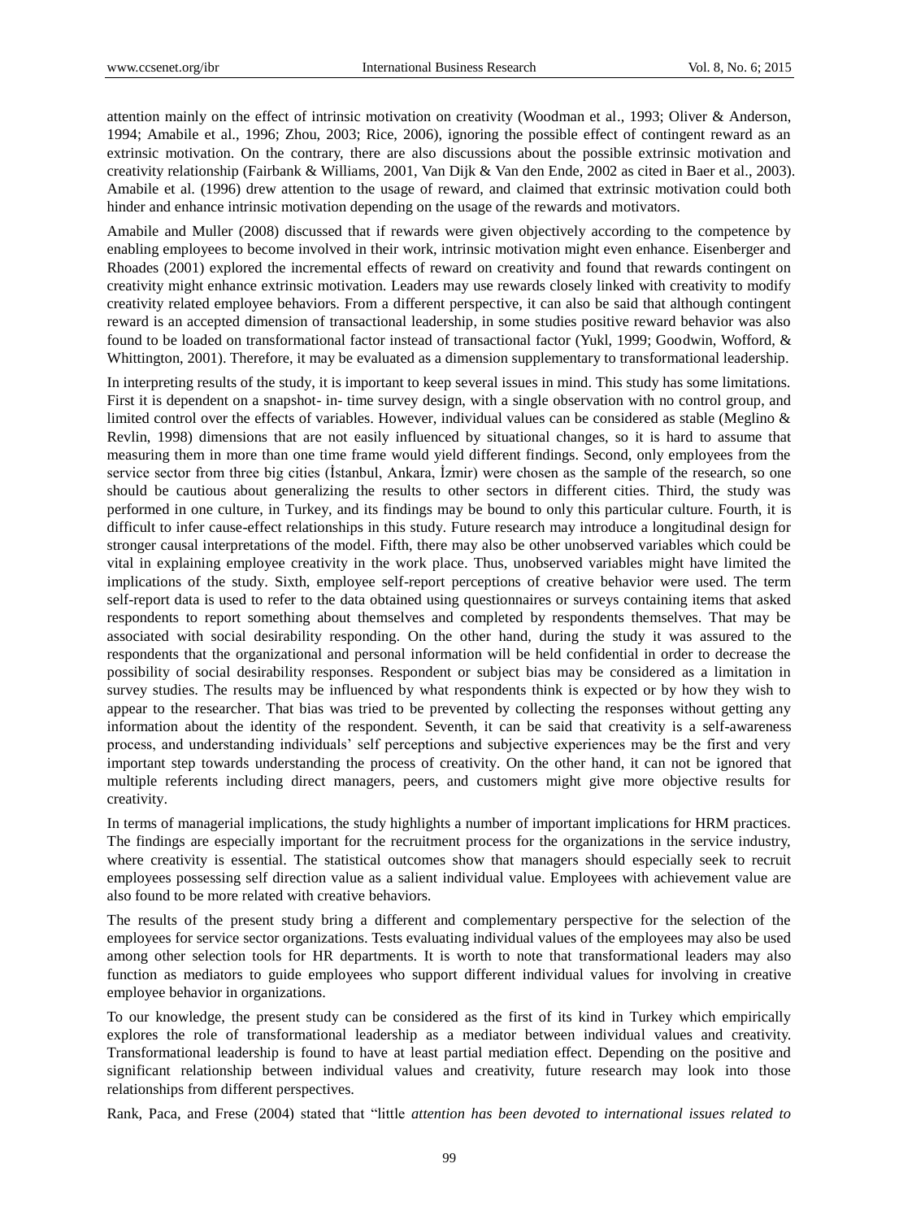attention mainly on the effect of intrinsic motivation on creativity (Woodman et al., 1993; Oliver & Anderson, 1994; Amabile et al., 1996; Zhou, 2003; Rice, 2006), ignoring the possible effect of contingent reward as an extrinsic motivation. On the contrary, there are also discussions about the possible extrinsic motivation and creativity relationship (Fairbank & Williams, 2001, Van Dijk & Van den Ende, 2002 as cited in Baer et al., 2003). Amabile et al. (1996) drew attention to the usage of reward, and claimed that extrinsic motivation could both hinder and enhance intrinsic motivation depending on the usage of the rewards and motivators.

Amabile and Muller (2008) discussed that if rewards were given objectively according to the competence by enabling employees to become involved in their work, intrinsic motivation might even enhance. Eisenberger and Rhoades (2001) explored the incremental effects of reward on creativity and found that rewards contingent on creativity might enhance extrinsic motivation. Leaders may use rewards closely linked with creativity to modify creativity related employee behaviors. From a different perspective, it can also be said that although contingent reward is an accepted dimension of transactional leadership, in some studies positive reward behavior was also found to be loaded on transformational factor instead of transactional factor (Yukl, 1999; Goodwin, Wofford, & Whittington, 2001). Therefore, it may be evaluated as a dimension supplementary to transformational leadership.

In interpreting results of the study, it is important to keep several issues in mind. This study has some limitations. First it is dependent on a snapshot- in- time survey design, with a single observation with no control group, and limited control over the effects of variables. However, individual values can be considered as stable (Meglino & Revlin, 1998) dimensions that are not easily influenced by situational changes, so it is hard to assume that measuring them in more than one time frame would yield different findings. Second, only employees from the service sector from three big cities (İstanbul, Ankara, İzmir) were chosen as the sample of the research, so one should be cautious about generalizing the results to other sectors in different cities. Third, the study was performed in one culture, in Turkey, and its findings may be bound to only this particular culture. Fourth, it is difficult to infer cause-effect relationships in this study. Future research may introduce a longitudinal design for stronger causal interpretations of the model. Fifth, there may also be other unobserved variables which could be vital in explaining employee creativity in the work place. Thus, unobserved variables might have limited the implications of the study. Sixth, employee self-report perceptions of creative behavior were used. The term self-report data is used to refer to the data obtained using questionnaires or surveys containing items that asked respondents to report something about themselves and completed by respondents themselves. That may be associated with social desirability responding. On the other hand, during the study it was assured to the respondents that the organizational and personal information will be held confidential in order to decrease the possibility of social desirability responses. Respondent or subject bias may be considered as a limitation in survey studies. The results may be influenced by what respondents think is expected or by how they wish to appear to the researcher. That bias was tried to be prevented by collecting the responses without getting any information about the identity of the respondent. Seventh, it can be said that creativity is a self-awareness process, and understanding individuals' self perceptions and subjective experiences may be the first and very important step towards understanding the process of creativity. On the other hand, it can not be ignored that multiple referents including direct managers, peers, and customers might give more objective results for creativity.

In terms of managerial implications, the study highlights a number of important implications for HRM practices. The findings are especially important for the recruitment process for the organizations in the service industry, where creativity is essential. The statistical outcomes show that managers should especially seek to recruit employees possessing self direction value as a salient individual value. Employees with achievement value are also found to be more related with creative behaviors.

The results of the present study bring a different and complementary perspective for the selection of the employees for service sector organizations. Tests evaluating individual values of the employees may also be used among other selection tools for HR departments. It is worth to note that transformational leaders may also function as mediators to guide employees who support different individual values for involving in creative employee behavior in organizations.

To our knowledge, the present study can be considered as the first of its kind in Turkey which empirically explores the role of transformational leadership as a mediator between individual values and creativity. Transformational leadership is found to have at least partial mediation effect. Depending on the positive and significant relationship between individual values and creativity, future research may look into those relationships from different perspectives.

Rank, Paca, and Frese (2004) stated that "little *attention has been devoted to international issues related to*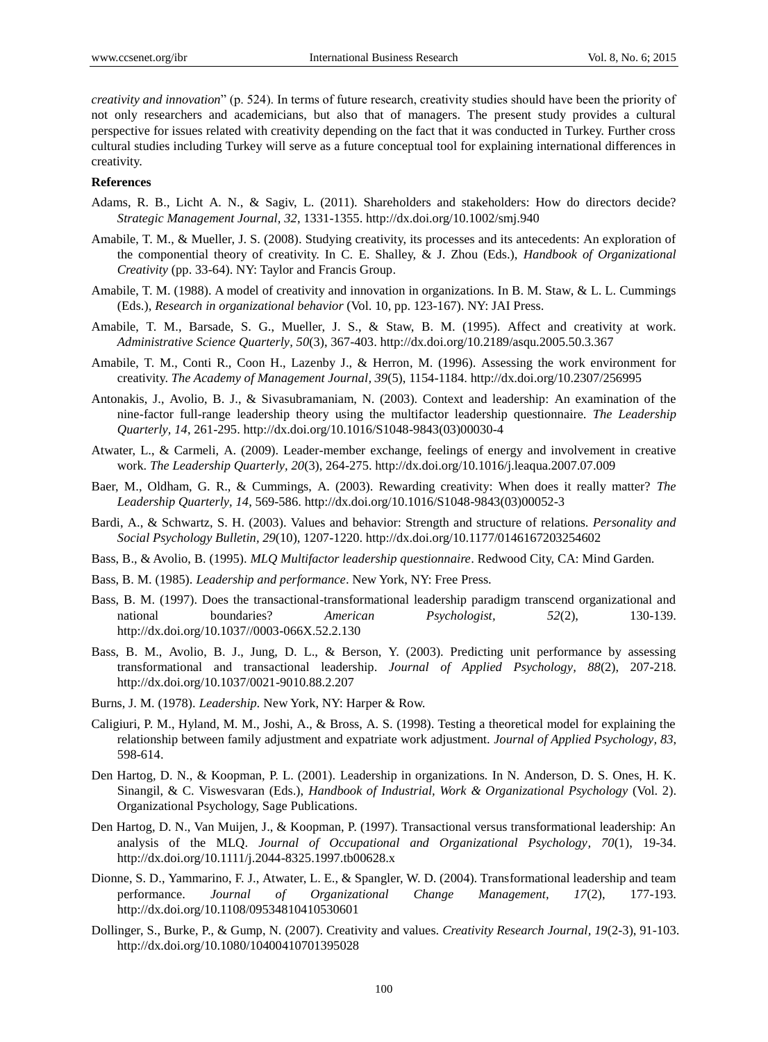*creativity and innovation*" (p. 524). In terms of future research, creativity studies should have been the priority of not only researchers and academicians, but also that of managers. The present study provides a cultural perspective for issues related with creativity depending on the fact that it was conducted in Turkey. Further cross cultural studies including Turkey will serve as a future conceptual tool for explaining international differences in creativity.

**References**

Adams, R. B., Licht A. N., & Sagiv, L. (2011). Shareholders and stakeholders: How do directors decide? *Strategic Management Journal, 32*, 1331-1355. http://dx.doi.org/10.1002/smj.940

Amabile, T. M., & Mueller, J. S. (2008). Studying creativity, its processes and its antecedents: An exploration of the componential theory of creativity. In C. E. Shalley, & J. Zhou (Eds.), *Handbook of Organizational Creativity* (pp. 33-64). NY: Taylor and Francis Group.

Amabile, T. M. (1988). A model of creativity and innovation in organizations. In B. M. Staw, & L. L. Cummings (Eds.), *Research in organizational behavior* (Vol. 10, pp. 123-167). NY: JAI Press.

Amabile, T. M., Barsade, S. G., Mueller, J. S., & Staw, B. M. (1995). Affect and creativity at work. *Administrative Science Quarterly, 50*(3), 367-403. http://dx.doi.org/10.2189/asqu.2005.50.3.367

Amabile, T. M., Conti R., Coon H., Lazenby J., & Herron, M. (1996). Assessing the work environment for creativity. *The Academy of Management Journal, 39*(5), 1154-1184. http://dx.doi.org/10.2307/256995

Antonakis, J., Avolio, B. J., & Sivasubramaniam, N. (2003). Context and leadership: An examination of the nine-factor full-range leadership theory using the multifactor leadership questionnaire. *The Leadership Quarterly, 14*, 261-295. http://dx.doi.org/10.1016/S1048-9843(03)00030-4

Atwater, L., & Carmeli, A. (2009). Leader-member exchange, feelings of energy and involvement in creative work. *The Leadership Quarterly, 20*(3), 264-275. http://dx.doi.org/10.1016/j.leaqua.2007.07.009

Baer, M., Oldham, G. R., & Cummings, A. (2003). Rewarding creativity: When does it really matter? *The Leadership Quarterly, 14*, 569-586. http://dx.doi.org/10.1016/S1048-9843(03)00052-3

Bardi, A., & Schwartz, S. H. (2003). Values and behavior: Strength and structure of relations. *Personality and Social Psychology Bulletin, 29*(10), 1207-1220. http://dx.doi.org/10.1177/0146167203254602

Bass, B., & Avolio, B. (1995). *MLQ Multifactor leadership questionnaire*. Redwood City, CA: Mind Garden.

Bass, B. M. (1985). *Leadership and performance*. New York, NY: Free Press.

Bass, B. M. (1997). Does the transactional-transformational leadership paradigm transcend organizational and national boundaries? *American Psychologist, 52*(2), 130-139. http://dx.doi.org/10.1037//0003-066X.52.2.130

Bass, B. M., Avolio, B. J., Jung, D. L., & Berson, Y. (2003). Predicting unit performance by assessing transformational and transactional leadership. *Journal of Applied Psychology, 88*(2), 207-218. http://dx.doi.org/10.1037/0021-9010.88.2.207

Burns, J. M. (1978). *Leadership*. New York, NY: Harper & Row.

Caligiuri, P. M., Hyland, M. M., Joshi, A., & Bross, A. S. (1998). Testing a theoretical model for explaining the relationship between family adjustment and expatriate work adjustment. *Journal of Applied Psychology, 83*, 598-614.

Den Hartog, D. N., & Koopman, P. L. (2001). Leadership in organizations. In N. Anderson, D. S. Ones, H. K. Sinangil, & C. Viswesvaran (Eds.), *Handbook of Industrial, Work & Organizational Psychology* (Vol. 2). Organizational Psychology, Sage Publications.

Den Hartog, D. N., Van Muijen, J., & Koopman, P. (1997). Transactional versus transformational leadership: An analysis of the MLQ. *Journal of Occupational and Organizational Psychology, 70*(1), 19-34. http://dx.doi.org/10.1111/j.2044-8325.1997.tb00628.x

Dionne, S. D., Yammarino, F. J., Atwater, L. E., & Spangler, W. D. (2004). Transformational leadership and team performance. *Journal of Organizational Change Management, 17*(2), 177-193. http://dx.doi.org/10.1108/09534810410530601

Dollinger, S., Burke, P., & Gump, N. (2007). Creativity and values. *Creativity Research Journal, 19*(2-3), 91-103. http://dx.doi.org/10.1080/10400410701395028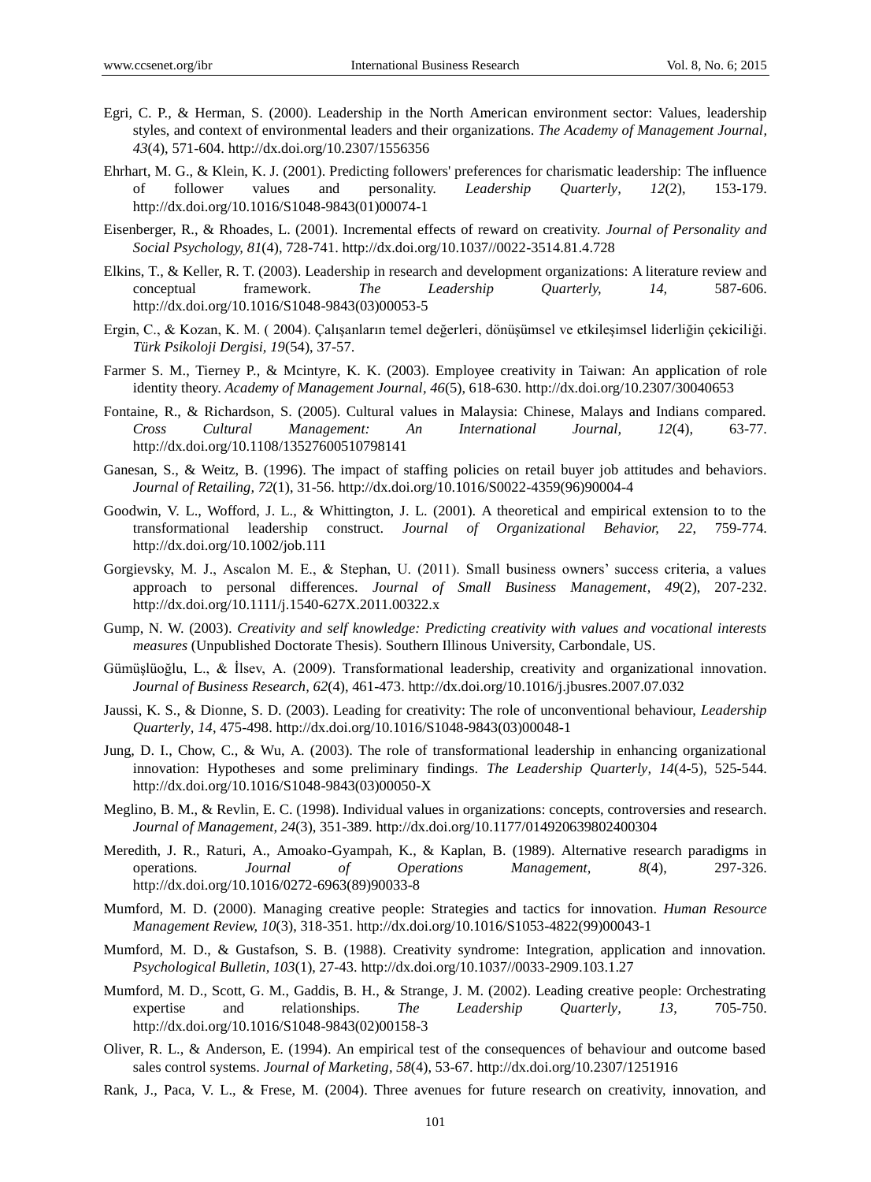Egri, C. P., & Herman, S. (2000). Leadership in the North American environment sector: Values, leadership styles, and context of environmental leaders and their organizations. *The Academy of Management Journal, 43*(4), 571-604. http://dx.doi.org/10.2307/1556356

Ehrhart, M. G., & Klein, K. J. (2001). Predicting followers' preferences for charismatic leadership: The influence of follower values and personality. *Leadership Quarterly, 12*(2), 153-179. http://dx.doi.org/10.1016/S1048-9843(01)00074-1

Eisenberger, R., & Rhoades, L. (2001). Incremental effects of reward on creativity. *Journal of Personality and Social Psychology, 81*(4), 728-741. http://dx.doi.org/10.1037//0022-3514.81.4.728

Elkins, T., & Keller, R. T. (2003). Leadership in research and development organizations: A literature review and conceptual framework. *The Leadership Quarterly, 14,* 587-606. http://dx.doi.org/10.1016/S1048-9843(03)00053-5

Ergin, C., & Kozan, K. M. ( 2004). Çalışanların temel değerleri, dönüşümsel ve etkileşimsel liderliğin çekiciliği. *Türk Psikoloji Dergisi, 19*(54), 37-57.

Farmer S. M., Tierney P., & Mcintyre, K. K. (2003). Employee creativity in Taiwan: An application of role identity theory. *Academy of Management Journal, 46*(5), 618-630. http://dx.doi.org/10.2307/30040653

Fontaine, R., & Richardson, S. (2005). Cultural values in Malaysia: Chinese, Malays and Indians compared. *Cross Cultural Management: An International Journal, 12*(4), 63-77. http://dx.doi.org/10.1108/13527600510798141

Ganesan, S., & Weitz, B. (1996). The impact of staffing policies on retail buyer job attitudes and behaviors. *Journal of Retailing, 72*(1), 31-56. http://dx.doi.org/10.1016/S0022-4359(96)90004-4

Goodwin, V. L., Wofford, J. L., & Whittington, J. L. (2001). A theoretical and empirical extension to to the transformational leadership construct. *Journal of Organizational Behavior, 22*, 759-774. http://dx.doi.org/10.1002/job.111

Gorgievsky, M. J., Ascalon M. E., & Stephan, U. (2011). Small business owners' success criteria, a values approach to personal differences. *Journal of Small Business Management, 49*(2), 207-232. http://dx.doi.org/10.1111/j.1540-627X.2011.00322.x

Gump, N. W. (2003). *Creativity and self knowledge: Predicting creativity with values and vocational interests measures* (Unpublished Doctorate Thesis). Southern Illinous University, Carbondale, US.

Gümüşlüoğlu, L., & İlsev, A. (2009). Transformational leadership, creativity and organizational innovation. *Journal of Business Research, 62*(4), 461-473. http://dx.doi.org/10.1016/j.jbusres.2007.07.032

Jaussi, K. S., & Dionne, S. D. (2003). Leading for creativity: The role of unconventional behaviour, *Leadership Quarterly, 14*, 475-498. http://dx.doi.org/10.1016/S1048-9843(03)00048-1

Jung, D. I., Chow, C., & Wu, A. (2003). The role of transformational leadership in enhancing organizational innovation: Hypotheses and some preliminary findings. *The Leadership Quarterly, 14*(4-5), 525-544. http://dx.doi.org/10.1016/S1048-9843(03)00050-X

Meglino, B. M., & Revlin, E. C. (1998). Individual values in organizations: concepts, controversies and research. *Journal of Management, 24*(3), 351-389. http://dx.doi.org/10.1177/014920639802400304

Meredith, J. R., Raturi, A., Amoako-Gyampah, K., & Kaplan, B. (1989). Alternative research paradigms in operations. *Journal of Operations Management, 8*(4), 297-326. http://dx.doi.org/10.1016/0272-6963(89)90033-8

Mumford, M. D. (2000). Managing creative people: Strategies and tactics for innovation. *Human Resource Management Review, 10*(3), 318-351. http://dx.doi.org/10.1016/S1053-4822(99)00043-1

Mumford, M. D., & Gustafson, S. B. (1988). Creativity syndrome: Integration, application and innovation. *Psychological Bulletin, 103*(1), 27-43. http://dx.doi.org/10.1037//0033-2909.103.1.27

Mumford, M. D., Scott, G. M., Gaddis, B. H., & Strange, J. M. (2002). Leading creative people: Orchestrating expertise and relationships. *The Leadership Quarterly, 13*, 705-750. http://dx.doi.org/10.1016/S1048-9843(02)00158-3

Oliver, R. L., & Anderson, E. (1994). An empirical test of the consequences of behaviour and outcome based sales control systems. *Journal of Marketing, 58*(4), 53-67. http://dx.doi.org/10.2307/1251916

Rank, J., Paca, V. L., & Frese, M. (2004). Three avenues for future research on creativity, innovation, and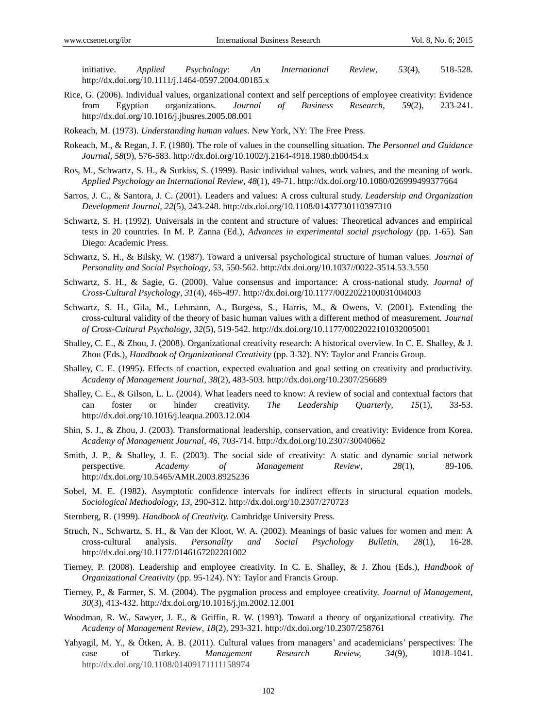initiative. *Applied Psychology: An International Review, 53*(4), 518-528. http://dx.doi.org/10.1111/j.1464-0597.2004.00185.x

Rice, G. (2006). Individual values, organizational context and self perceptions of employee creativity: Evidence from Egyptian organizations. *Journal of Business Research, 59*(2), 233-241. http://dx.doi.org/10.1016/j.jbusres.2005.08.001

Rokeach, M. (1973). *Understanding human values*. New York, NY: The Free Press.

Rokeach, M., & Regan, J. F. (1980). The role of values in the counselling situation. *The Personnel and Guidance Journal, 58*(9), 576-583. http://dx.doi.org/10.1002/j.2164-4918.1980.tb00454.x

Ros, M., Schwartz, S. H., & Surkiss, S. (1999). Basic individual values, work values, and the meaning of work. *Applied Psychology an International Review, 48*(1), 49-71. http://dx.doi.org/10.1080/026999499377664

Sarros, J. C., & Santora, J. C. (2001). Leaders and values: A cross cultural study. *Leadership and Organization Development Journal, 22*(5), 243-248. http://dx.doi.org/10.1108/01437730110397310

Schwartz, S. H. (1992). Universals in the content and structure of values: Theoretical advances and empirical tests in 20 countries. In M. P. Zanna (Ed.), *Advances in experimental social psychology* (pp. 1-65). San Diego: Academic Press.

Schwartz, S. H., & Bilsky, W. (1987). Toward a universal psychological structure of human values. *Journal of Personality and Social Psychology, 53*, 550-562. http://dx.doi.org/10.1037//0022-3514.53.3.550

Schwartz, S. H., & Sagie, G. (2000). Value consensus and importance: A cross-national study. *Journal of Cross-Cultural Psychology, 31*(4), 465-497. http://dx.doi.org/10.1177/0022022100031004003

Schwartz, S. H., Gila, M., Lehmann, A., Burgess, S., Harris, M., & Owens, V. (2001). Extending the cross-cultural validity of the theory of basic human values with a different method of measurement. *Journal of Cross-Cultural Psychology, 32*(5), 519-542. http://dx.doi.org/10.1177/0022022101032005001

Shalley, C. E., & Zhou, J. (2008). Organizational creativity research: A historical overview. In C. E. Shalley, & J. Zhou (Eds.), *Handbook of Organizational Creativity* (pp. 3-32). NY: Taylor and Francis Group.

Shalley, C. E. (1995). Effects of coaction, expected evaluation and goal setting on creativity and productivity. *Academy of Management Journal, 38*(2), 483-503. http://dx.doi.org/10.2307/256689

Shalley, C. E., & Gilson, L. L. (2004). What leaders need to know: A review of social and contextual factors that can foster or hinder creativity. *The Leadership Quarterly, 15*(1), 33-53. http://dx.doi.org/10.1016/j.leaqua.2003.12.004

Shin, S. J., & Zhou, J. (2003). Transformational leadership, conservation, and creativity: Evidence from Korea. *Academy of Management Journal, 46*, 703-714. http://dx.doi.org/10.2307/30040662

Smith, J. P., & Shalley, J. E. (2003). The social side of creativity: A static and dynamic social network perspective. *Academy of Management Review, 28*(1), 89-106. http://dx.doi.org/10.5465/AMR.2003.8925236

Sobel, M. E. (1982). Asymptotic confidence intervals for indirect effects in structural equation models. *Sociological Methodology, 13*, 290-312. http://dx.doi.org/10.2307/270723

Sternberg, R. (1999). *Handbook of Creativity.* Cambridge University Press.

Struch, N., Schwartz, S. H., & Van der Kloot, W. A. (2002). Meanings of basic values for women and men: A cross-cultural analysis. *Personality and Social Psychology Bulletin, 28*(1), 16-28. http://dx.doi.org/10.1177/0146167202281002

Tierney, P. (2008). Leadership and employee creativity. In C. E. Shalley, & J. Zhou (Eds.), *Handbook of Organizational Creativity* (pp. 95-124). NY: Taylor and Francis Group.

Tierney, P., & Farmer, S. M. (2004). The pygmalion process and employee creativity. *Journal of Management, 30*(3), 413-432. http://dx.doi.org/10.1016/j.jm.2002.12.001

Woodman, R. W., Sawyer, J. E., & Griffin, R. W. (1993). Toward a theory of organizational creativity. *The Academy of Management Review, 18*(2), 293-321. http://dx.doi.org/10.2307/258761

Yahyagil, M. Y., & Ötken, A. B. (2011). Cultural values from managers' and academicians' perspectives: The case of Turkey. *Management Research Review, 34*(9), 1018-1041. http://dx.doi.org/10.1108/01409171111158974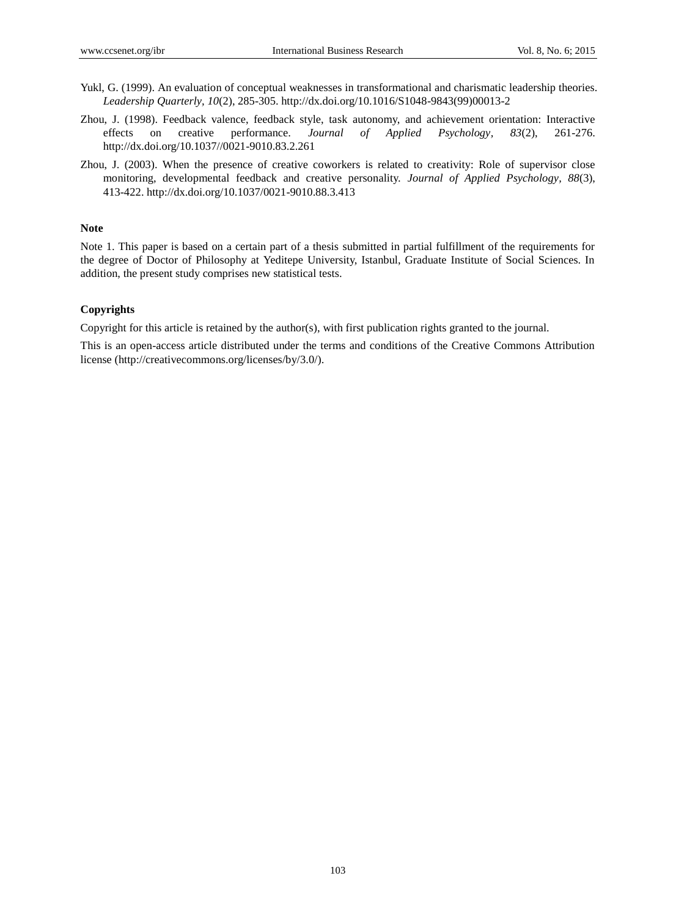Yukl, G. (1999). An evaluation of conceptual weaknesses in transformational and charismatic leadership theories. *Leadership Quarterly, 10*(2), 285-305. http://dx.doi.org/10.1016/S1048-9843(99)00013-2

Zhou, J. (1998). Feedback valence, feedback style, task autonomy, and achievement orientation: Interactive effects on creative performance. *Journal of Applied Psychology, 83*(2), 261-276. http://dx.doi.org/10.1037//0021-9010.83.2.261

Zhou, J. (2003). When the presence of creative coworkers is related to creativity: Role of supervisor close monitoring, developmental feedback and creative personality. *Journal of Applied Psychology, 88*(3), 413-422. http://dx.doi.org/10.1037/0021-9010.88.3.413

**Note**

Note 1. This paper is based on a certain part of a thesis submitted in partial fulfillment of the requirements for the degree of Doctor of Philosophy at Yeditepe University, Istanbul, Graduate Institute of Social Sciences. In addition, the present study comprises new statistical tests.

**Copyrights**

Copyright for this article is retained by the author(s), with first publication rights granted to the journal.

This is an open-access article distributed under the terms and conditions of the Creative Commons Attribution license (http://creativecommons.org/licenses/by/3.0/).